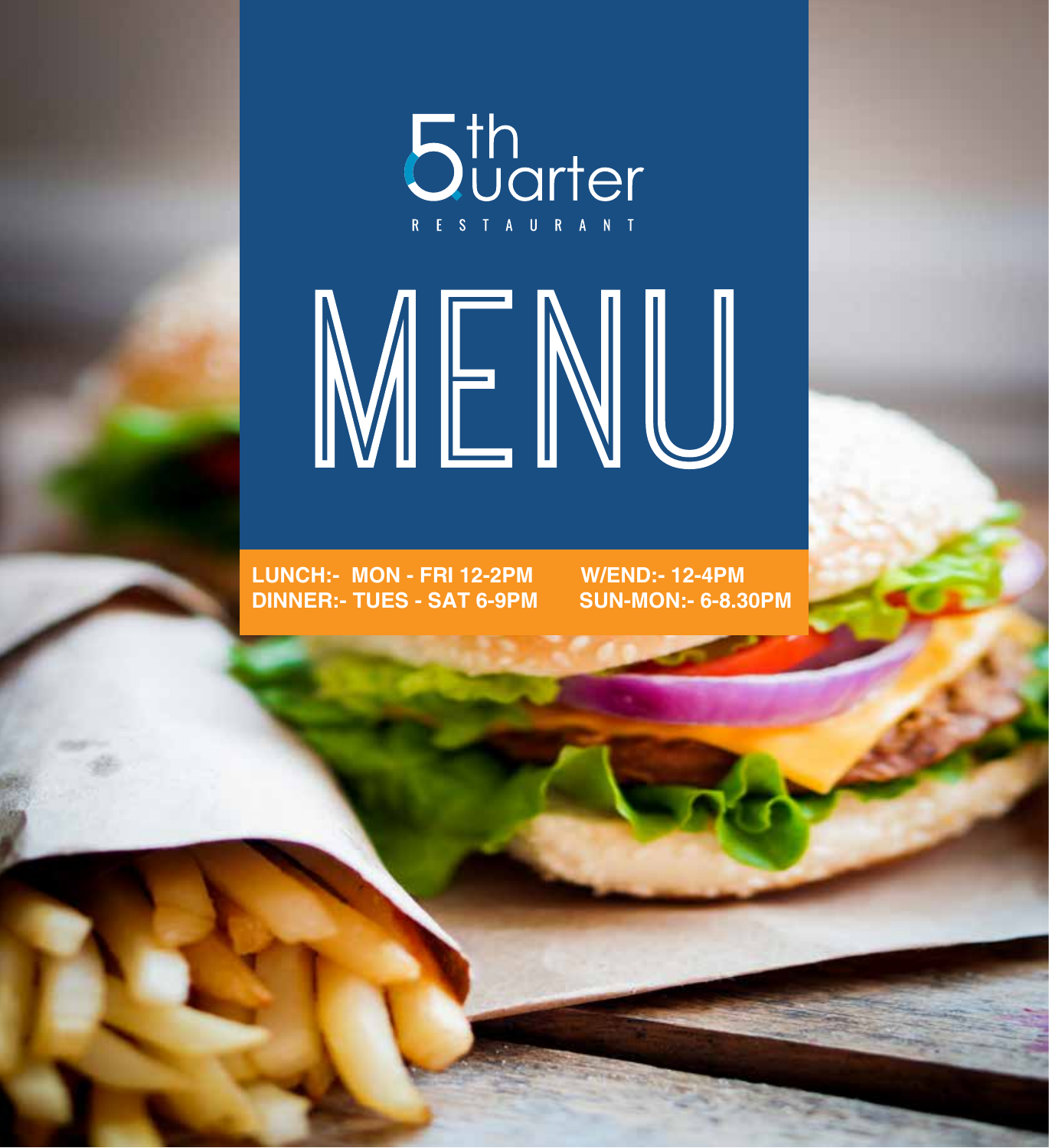# 5th Quarter

RESTAURANT

# MENU

**LUNCH:- MON - FRI 12-2PM** **W/END:- 12-4PM**

**DINNER:- TUES - SAT 6-9PM** **SUN-MON:- 6-8.30PM**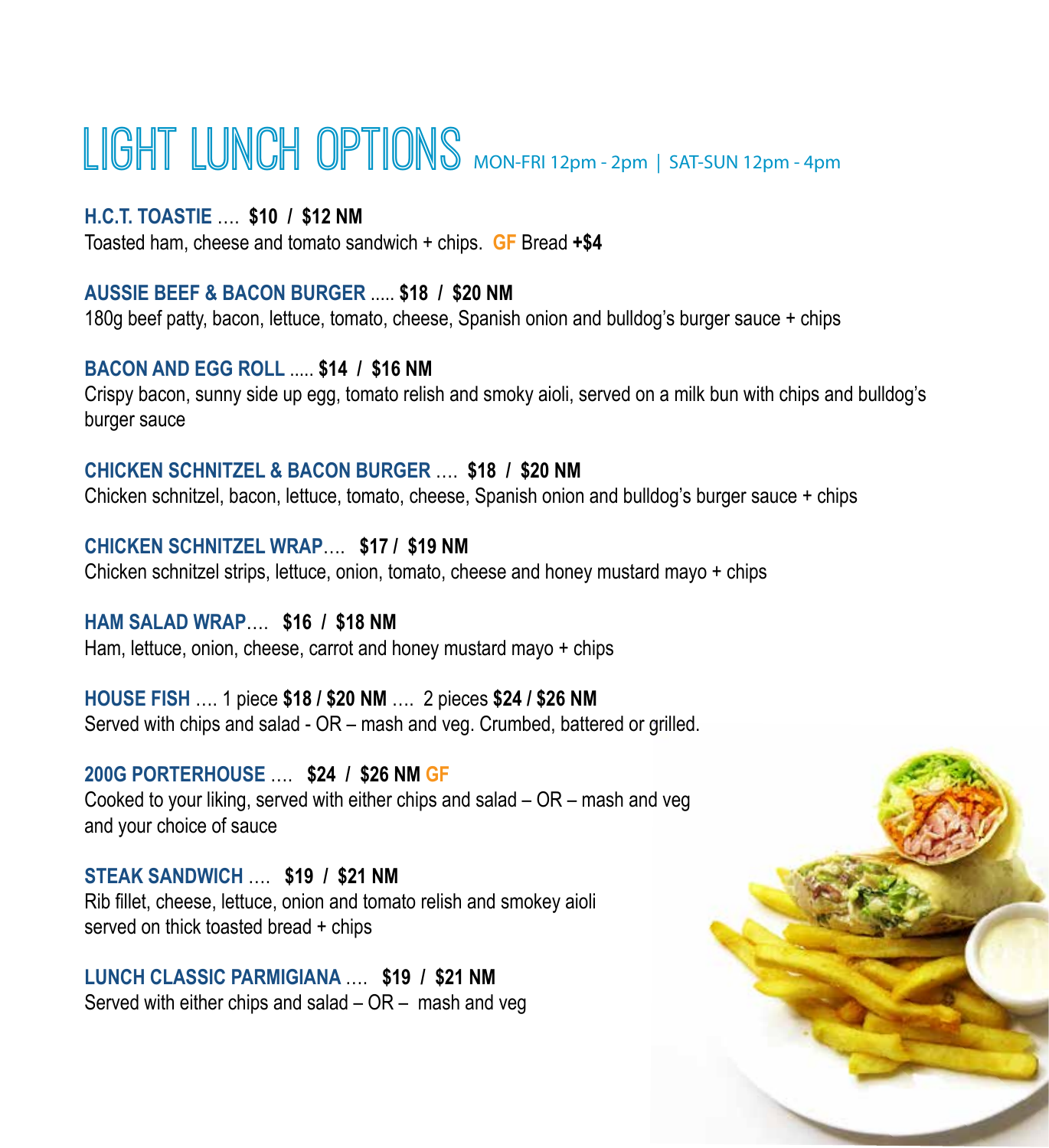# LIGHT LUNCH OPTIONS MON-FRI 12pm - 2pm | SAT-SUN 12pm - 4pm

**H.C.T. TOASTIE** …. **$10 / $12 NM**
Toasted ham, cheese and tomato sandwich + chips. **GF** Bread **+$4**

**AUSSIE BEEF & BACON BURGER** ..... **$18 / $20 NM**
180g beef patty, bacon, lettuce, tomato, cheese, Spanish onion and bulldog's burger sauce + chips

**BACON AND EGG ROLL** ..... **$14 / $16 NM**
Crispy bacon, sunny side up egg, tomato relish and smoky aioli, served on a milk bun with chips and bulldog's burger sauce

**CHICKEN SCHNITZEL & BACON BURGER** …. **$18 / $20 NM**
Chicken schnitzel, bacon, lettuce, tomato, cheese, Spanish onion and bulldog's burger sauce + chips

**CHICKEN SCHNITZEL WRAP**…. **$17 / $19 NM**
Chicken schnitzel strips, lettuce, onion, tomato, cheese and honey mustard mayo + chips

**HAM SALAD WRAP**…. **$16 / $18 NM**
Ham, lettuce, onion, cheese, carrot and honey mustard mayo + chips

**HOUSE FISH** …. 1 piece **$18 / $20 NM** …. 2 pieces **$24 / $26 NM**
Served with chips and salad - OR – mash and veg. Crumbed, battered or grilled.

**200G PORTERHOUSE** …. **$24 / $26 NM GF**
Cooked to your liking, served with either chips and salad – OR – mash and veg and your choice of sauce

**STEAK SANDWICH** …. **$19 / $21 NM**
Rib fillet, cheese, lettuce, onion and tomato relish and smokey aioli served on thick toasted bread + chips

**LUNCH CLASSIC PARMIGIANA** …. **$19 / $21 NM**
Served with either chips and salad – OR – mash and veg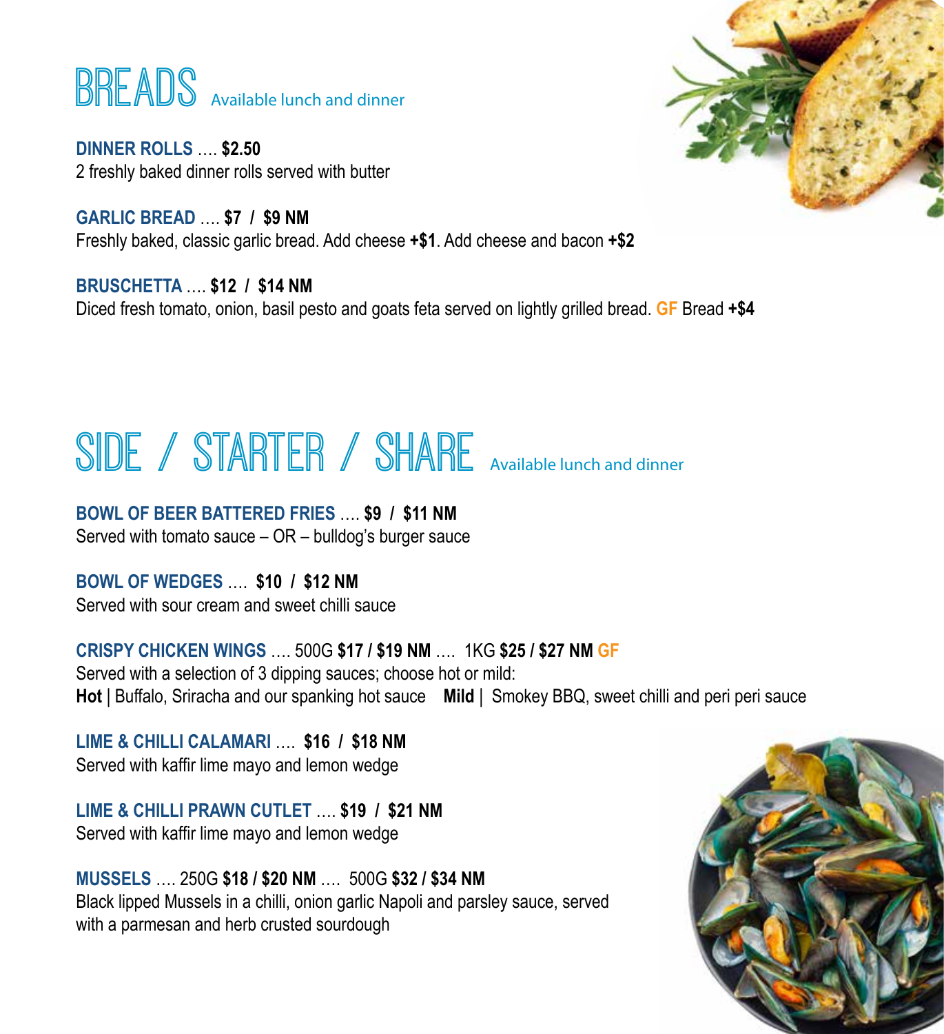# BREADS Available lunch and dinner

**DINNER ROLLS** …. **$2.50**
2 freshly baked dinner rolls served with butter

**GARLIC BREAD** …. **$7 / $9 NM**
Freshly baked, classic garlic bread. Add cheese **+$1**. Add cheese and bacon **+$2**

**BRUSCHETTA** …. **$12 / $14 NM**
Diced fresh tomato, onion, basil pesto and goats feta served on lightly grilled bread. **GF** Bread **+$4**

# SIDE / STARTER / SHARE Available lunch and dinner

**BOWL OF BEER BATTERED FRIES** …. **$9 / $11 NM**
Served with tomato sauce – OR – bulldog's burger sauce

**BOWL OF WEDGES** …. **$10 / $12 NM**
Served with sour cream and sweet chilli sauce

**CRISPY CHICKEN WINGS** …. 500G **$17 / $19 NM** …. 1KG **$25 / $27 NM GF**
Served with a selection of 3 dipping sauces; choose hot or mild:
**Hot** | Buffalo, Sriracha and our spanking hot sauce **Mild** | Smokey BBQ, sweet chilli and peri peri sauce

**LIME & CHILLI CALAMARI** …. **$16 / $18 NM**
Served with kaffir lime mayo and lemon wedge

**LIME & CHILLI PRAWN CUTLET** …. **$19 / $21 NM**
Served with kaffir lime mayo and lemon wedge

**MUSSELS** …. 250G **$18 / $20 NM** …. 500G **$32 / $34 NM**
Black lipped Mussels in a chilli, onion garlic Napoli and parsley sauce, served with a parmesan and herb crusted sourdough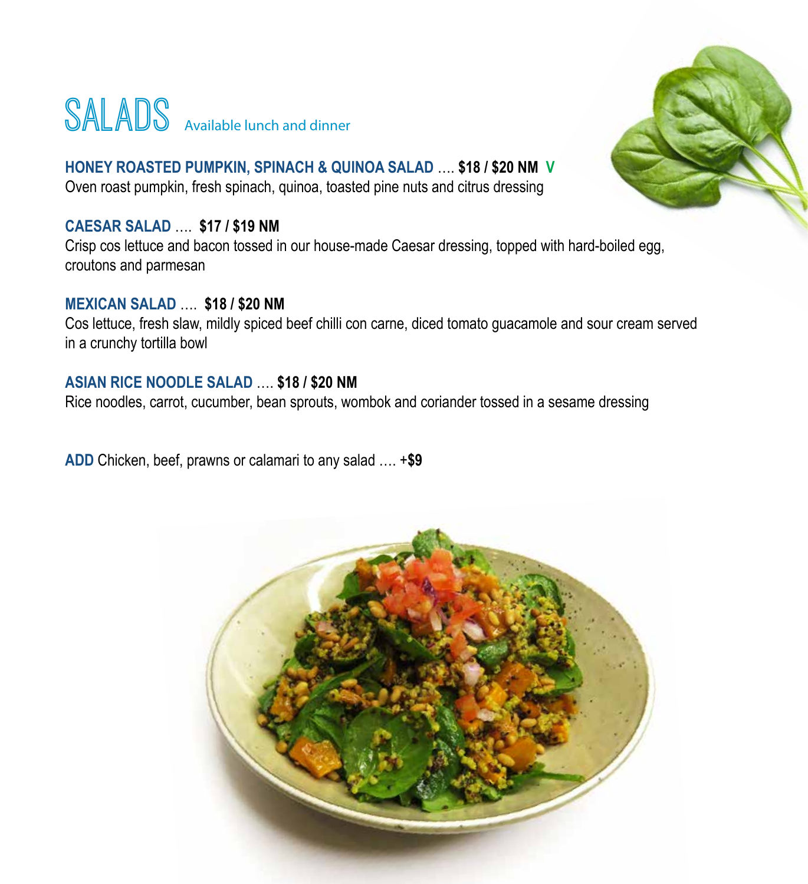# SALADS

Available lunch and dinner

**HONEY ROASTED PUMPKIN, SPINACH & QUINOA SALAD** …. **$18 / $20 NM** **V**
Oven roast pumpkin, fresh spinach, quinoa, toasted pine nuts and citrus dressing

**CAESAR SALAD** …. **$17 / $19 NM**
Crisp cos lettuce and bacon tossed in our house-made Caesar dressing, topped with hard-boiled egg, croutons and parmesan

**MEXICAN SALAD** …. **$18 / $20 NM**
Cos lettuce, fresh slaw, mildly spiced beef chilli con carne, diced tomato guacamole and sour cream served in a crunchy tortilla bowl

**ASIAN RICE NOODLE SALAD** …. **$18 / $20 NM**
Rice noodles, carrot, cucumber, bean sprouts, wombok and coriander tossed in a sesame dressing

**ADD** Chicken, beef, prawns or calamari to any salad …. **+$9**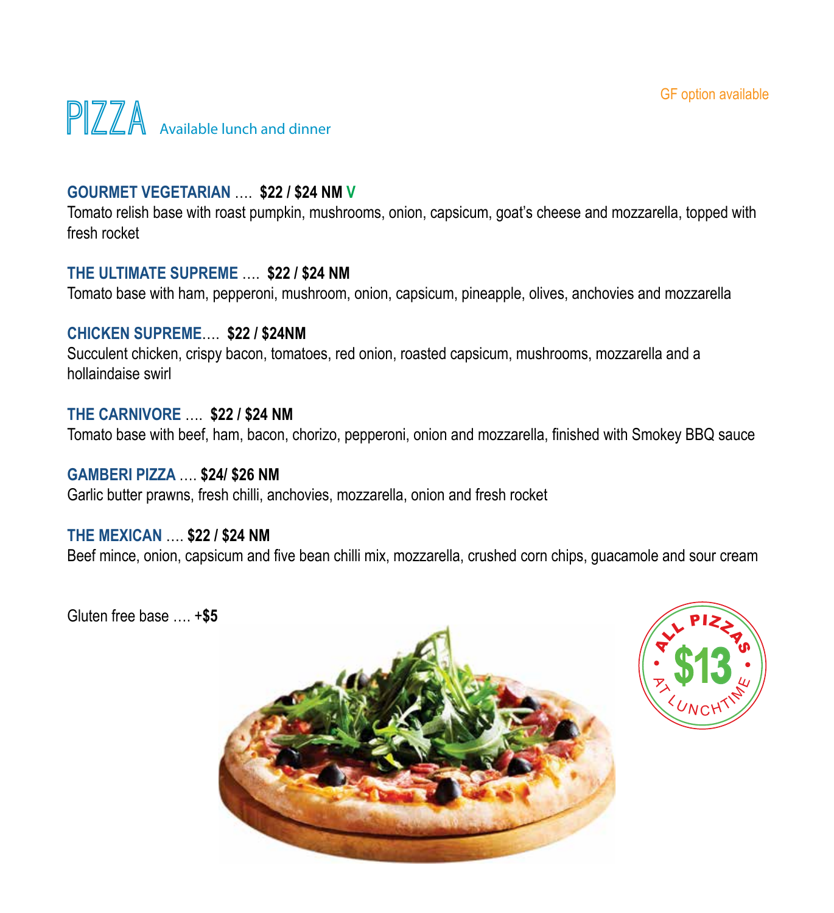GF option available

# PIZZA Available lunch and dinner

**GOURMET VEGETARIAN …. $22 / $24 NM V**
Tomato relish base with roast pumpkin, mushrooms, onion, capsicum, goat's cheese and mozzarella, topped with fresh rocket

**THE ULTIMATE SUPREME …. $22 / $24 NM**
Tomato base with ham, pepperoni, mushroom, onion, capsicum, pineapple, olives, anchovies and mozzarella

**CHICKEN SUPREME…. $22 / $24NM**
Succulent chicken, crispy bacon, tomatoes, red onion, roasted capsicum, mushrooms, mozzarella and a hollaindaise swirl

**THE CARNIVORE …. $22 / $24 NM**
Tomato base with beef, ham, bacon, chorizo, pepperoni, onion and mozzarella, finished with Smokey BBQ sauce

**GAMBERI PIZZA …. $24/ $26 NM**
Garlic butter prawns, fresh chilli, anchovies, mozzarella, onion and fresh rocket

**THE MEXICAN …. $22 / $24 NM**
Beef mince, onion, capsicum and five bean chilli mix, mozzarella, crushed corn chips, guacamole and sour cream

Gluten free base …. +**$5**

ALL PIZZAS $13 AT LUNCHTIME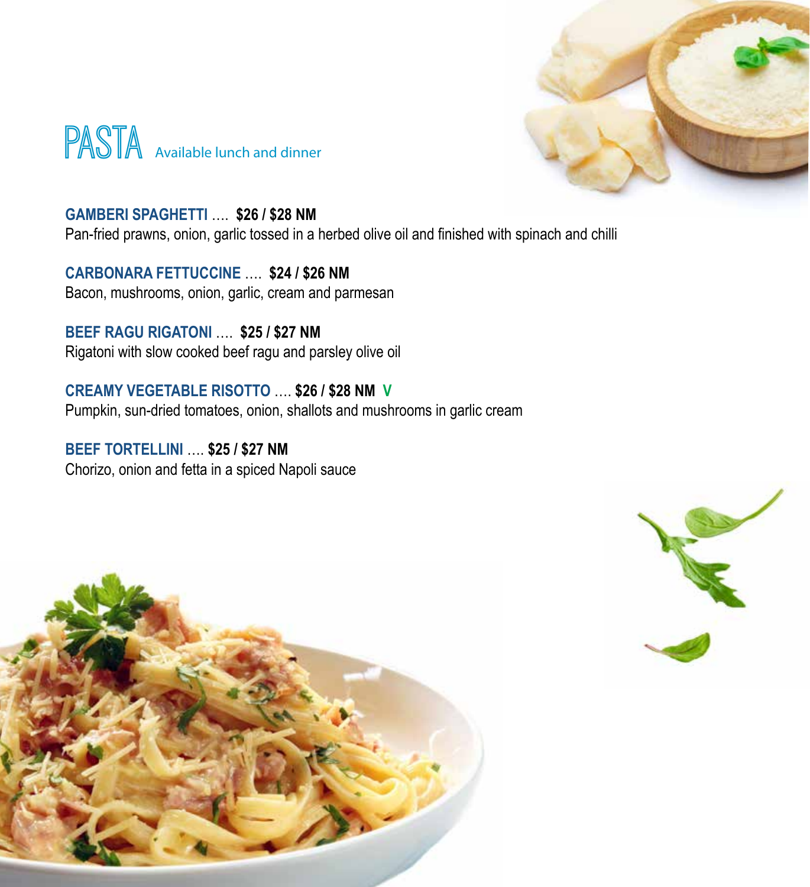# PASTA

Available lunch and dinner

**GAMBERI SPAGHETTI** …. **$26 / $28 NM**
Pan-fried prawns, onion, garlic tossed in a herbed olive oil and finished with spinach and chilli

**CARBONARA FETTUCCINE** …. **$24 / $26 NM**
Bacon, mushrooms, onion, garlic, cream and parmesan

**BEEF RAGU RIGATONI** …. **$25 / $27 NM**
Rigatoni with slow cooked beef ragu and parsley olive oil

**CREAMY VEGETABLE RISOTTO** …. **$26 / $28 NM** **V**
Pumpkin, sun-dried tomatoes, onion, shallots and mushrooms in garlic cream

**BEEF TORTELLINI** …. **$25 / $27 NM**
Chorizo, onion and fetta in a spiced Napoli sauce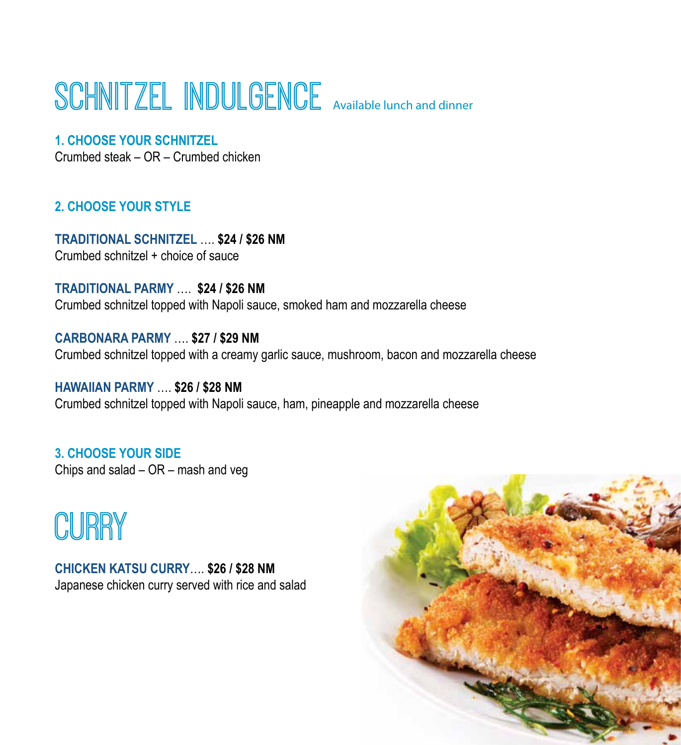# SCHNITZEL INDULGENCE

Available lunch and dinner

### 1. CHOOSE YOUR SCHNITZEL

Crumbed steak – OR – Crumbed chicken

### 2. CHOOSE YOUR STYLE

**TRADITIONAL SCHNITZEL …. $24 / $26 NM**
Crumbed schnitzel + choice of sauce

**TRADITIONAL PARMY …. $24 / $26 NM**
Crumbed schnitzel topped with Napoli sauce, smoked ham and mozzarella cheese

**CARBONARA PARMY …. $27 / $29 NM**
Crumbed schnitzel topped with a creamy garlic sauce, mushroom, bacon and mozzarella cheese

**HAWAIIAN PARMY …. $26 / $28 NM**
Crumbed schnitzel topped with Napoli sauce, ham, pineapple and mozzarella cheese

### 3. CHOOSE YOUR SIDE

Chips and salad – OR – mash and veg

# CURRY

**CHICKEN KATSU CURRY…. $26 / $28 NM**
Japanese chicken curry served with rice and salad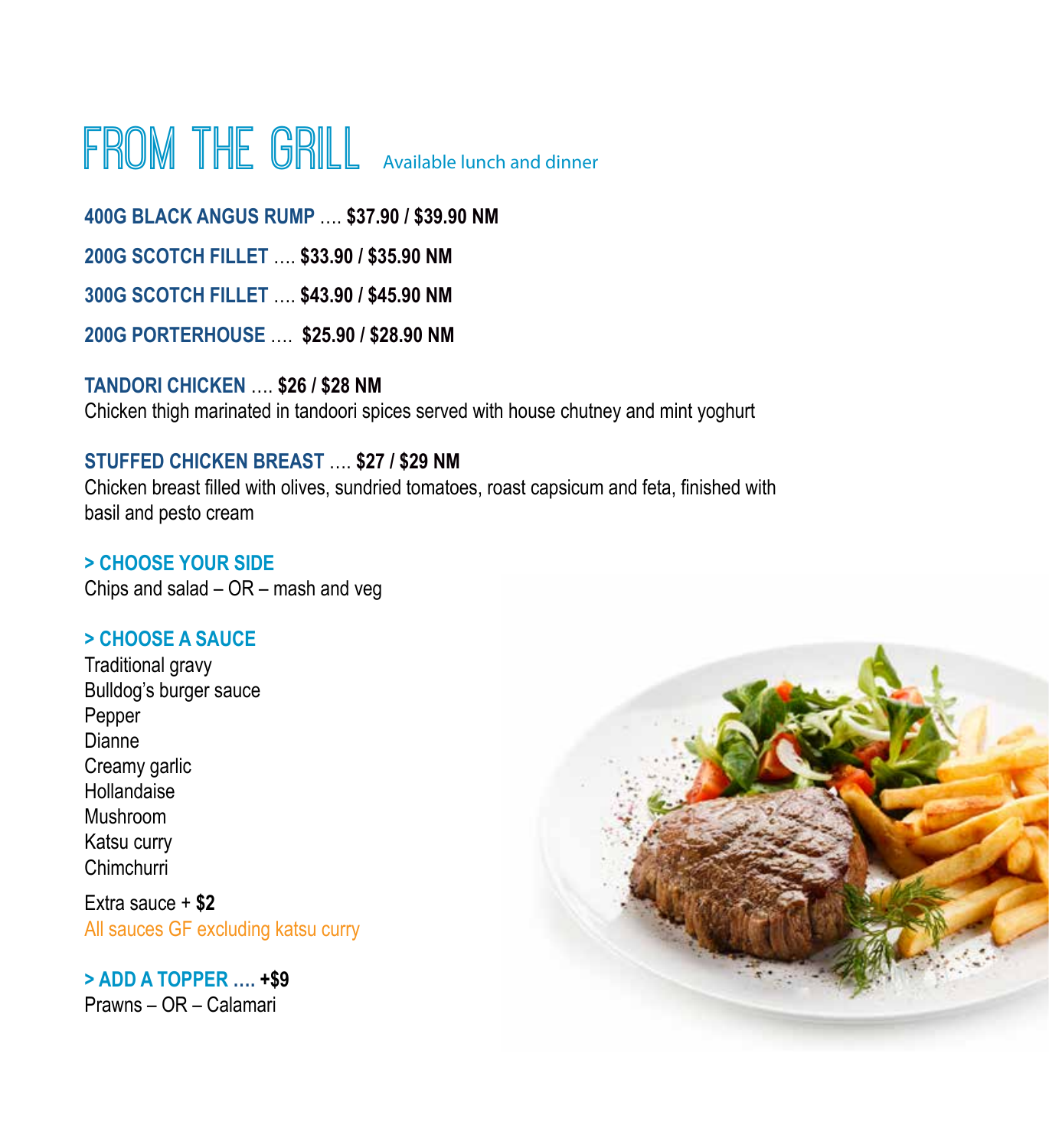# FROM THE GRILL

Available lunch and dinner

**400G BLACK ANGUS RUMP** …. **$37.90 / $39.90 NM**

**200G SCOTCH FILLET** …. **$33.90 / $35.90 NM**

**300G SCOTCH FILLET** …. **$43.90 / $45.90 NM**

**200G PORTERHOUSE** …. **$25.90 / $28.90 NM**

**TANDORI CHICKEN** …. **$26 / $28 NM**
Chicken thigh marinated in tandoori spices served with house chutney and mint yoghurt

**STUFFED CHICKEN BREAST** …. **$27 / $29 NM**
Chicken breast filled with olives, sundried tomatoes, roast capsicum and feta, finished with basil and pesto cream

**> CHOOSE YOUR SIDE**
Chips and salad – OR – mash and veg

**> CHOOSE A SAUCE**
Traditional gravy
Bulldog's burger sauce
Pepper
Dianne
Creamy garlic
Hollandaise
Mushroom
Katsu curry
Chimchurri

Extra sauce + **$2**
All sauces GF excluding katsu curry

**> ADD A TOPPER …. +$9**
Prawns – OR – Calamari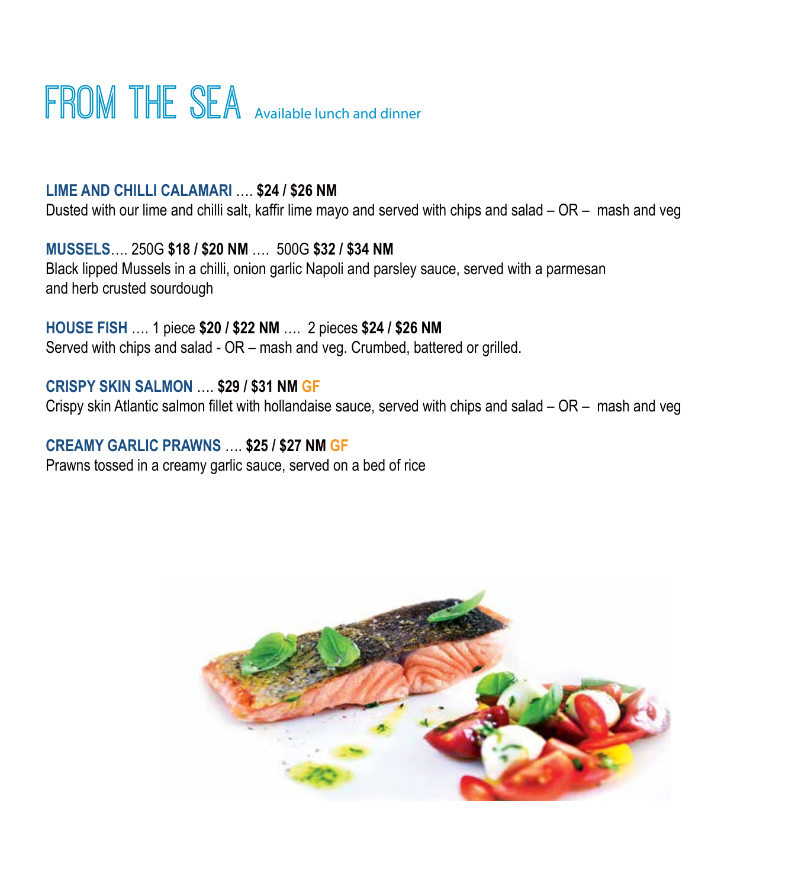# FROM THE SEA Available lunch and dinner

**LIME AND CHILLI CALAMARI** …. **$24 / $26 NM**
Dusted with our lime and chilli salt, kaffir lime mayo and served with chips and salad – OR – mash and veg

**MUSSELS**…. 250G **$18 / $20 NM** …. 500G **$32 / $34 NM**
Black lipped Mussels in a chilli, onion garlic Napoli and parsley sauce, served with a parmesan and herb crusted sourdough

**HOUSE FISH** …. 1 piece **$20 / $22 NM** …. 2 pieces **$24 / $26 NM**
Served with chips and salad - OR – mash and veg. Crumbed, battered or grilled.

**CRISPY SKIN SALMON** …. **$29 / $31 NM** **GF**
Crispy skin Atlantic salmon fillet with hollandaise sauce, served with chips and salad – OR – mash and veg

**CREAMY GARLIC PRAWNS** …. **$25 / $27 NM** **GF**
Prawns tossed in a creamy garlic sauce, served on a bed of rice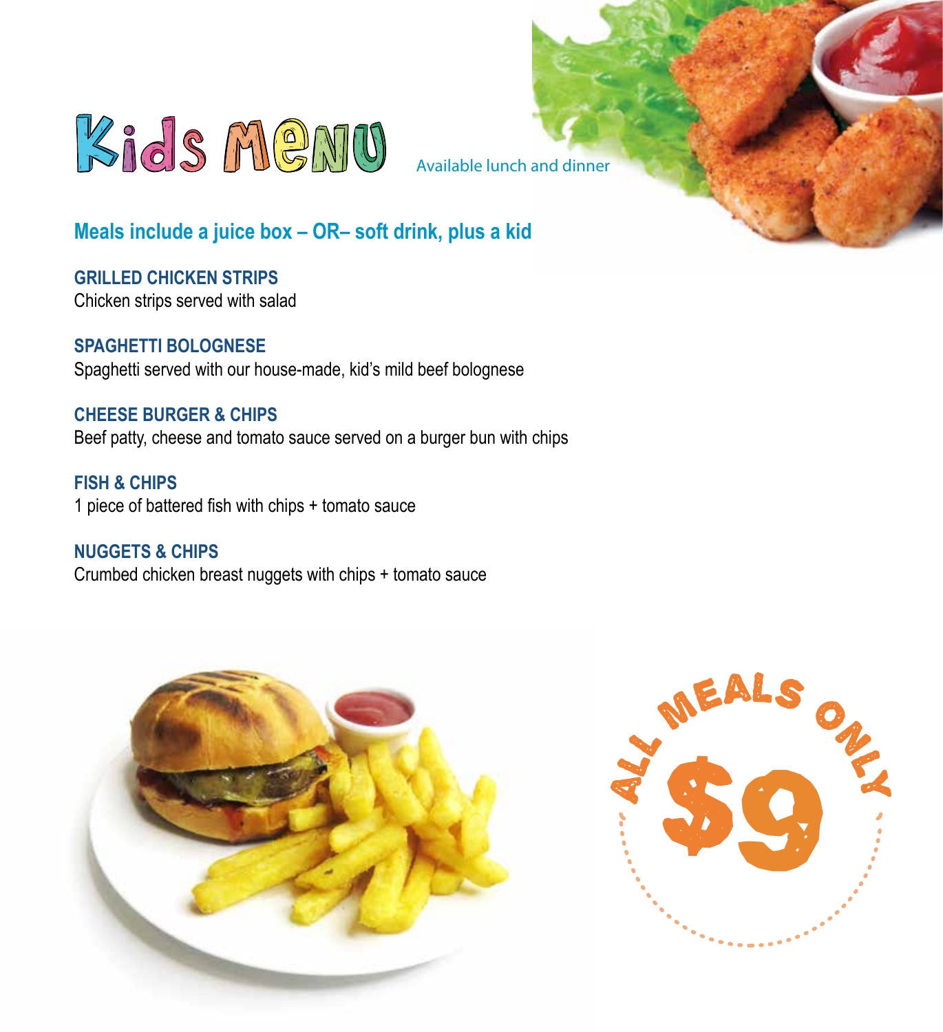# Kids Menu

Available lunch and dinner

**Meals include a juice box – OR– soft drink, plus a kid**

**GRILLED CHICKEN STRIPS**
Chicken strips served with salad

**SPAGHETTI BOLOGNESE**
Spaghetti served with our house-made, kid's mild beef bolognese

**CHEESE BURGER & CHIPS**
Beef patty, cheese and tomato sauce served on a burger bun with chips

**FISH & CHIPS**
1 piece of battered fish with chips + tomato sauce

**NUGGETS & CHIPS**
Crumbed chicken breast nuggets with chips + tomato sauce

ALL MEALS ONLY

$9